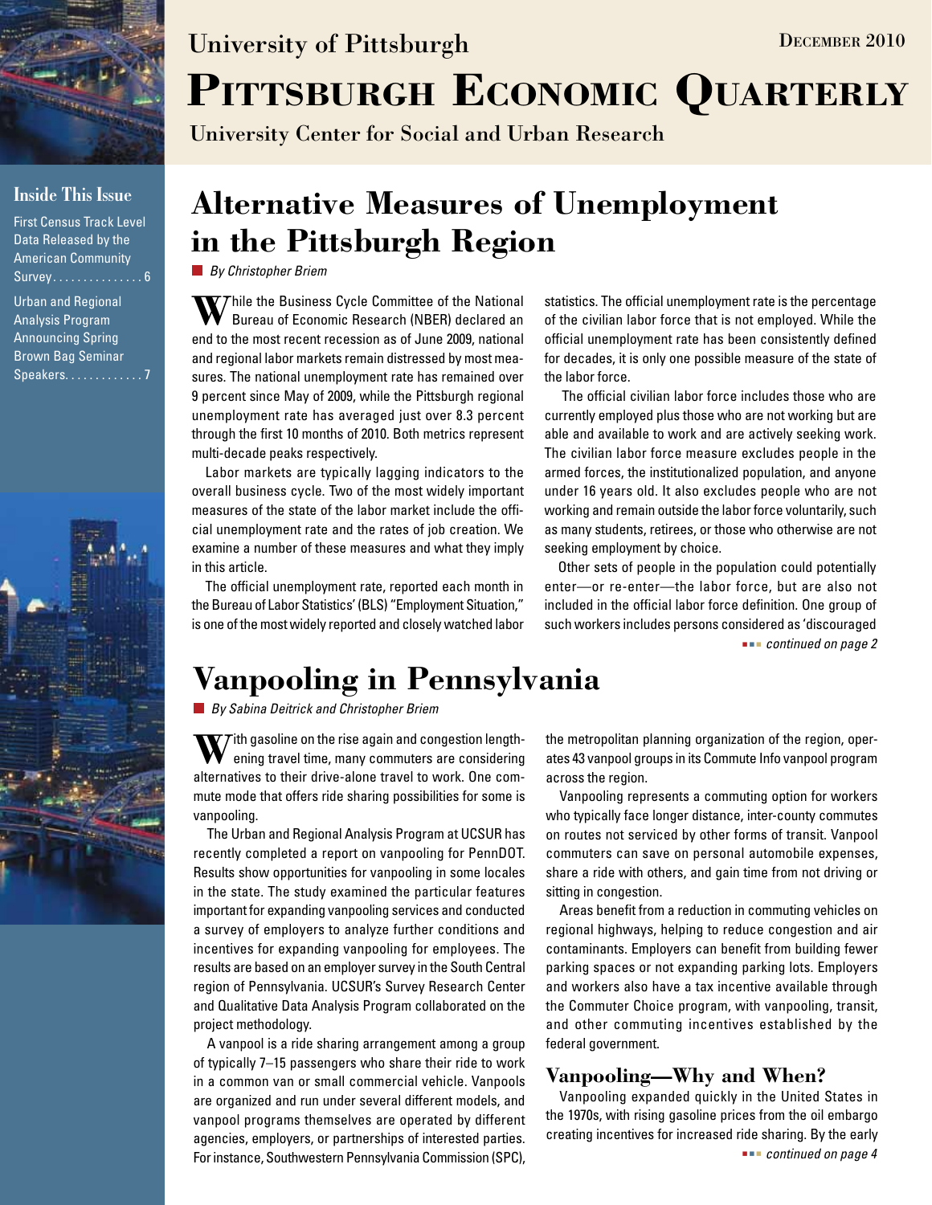University of Pittsburgh

December 2010

# Pittsburgh Economic Quarterly

University Center for Social and Urban Research

**Inside This Issue**

First Census Track Level Data Released by the American Community Survey . . . . . . . . . . . . . . . 6

Urban and Regional Analysis Program Announcing Spring Brown Bag Seminar Speakers. . . . . . . . . . . . 7

## Alternative Measures of Unemployment in the Pittsburgh Region

*By Christopher Briem*

While the Business Cycle Committee of the National Bureau of Economic Research (NBER) declared an end to the most recent recession as of June 2009, national and regional labor markets remain distressed by most measures. The national unemployment rate has remained over 9 percent since May of 2009, while the Pittsburgh regional unemployment rate has averaged just over 8.3 percent through the first 10 months of 2010. Both metrics represent multi-decade peaks respectively.

Labor markets are typically lagging indicators to the overall business cycle. Two of the most widely important measures of the state of the labor market include the official unemployment rate and the rates of job creation. We examine a number of these measures and what they imply in this article.

The official unemployment rate, reported each month in the Bureau of Labor Statistics' (BLS) "Employment Situation," is one of the most widely reported and closely watched labor statistics. The official unemployment rate is the percentage of the civilian labor force that is not employed. While the official unemployment rate has been consistently defined for decades, it is only one possible measure of the state of the labor force.

The official civilian labor force includes those who are currently employed plus those who are not working but are able and available to work and are actively seeking work. The civilian labor force measure excludes people in the armed forces, the institutionalized population, and anyone under 16 years old. It also excludes people who are not working and remain outside the labor force voluntarily, such as many students, retirees, or those who otherwise are not seeking employment by choice.

Other sets of people in the population could potentially enter—or re-enter—the labor force, but are also not included in the official labor force definition. One group of such workers includes persons considered as 'discouraged

*continued on page 2*

## Vanpooling in Pennsylvania

*By Sabina Deitrick and Christopher Briem*

With gasoline on the rise again and congestion lengthening travel time, many commuters are considering alternatives to their drive-alone travel to work. One commute mode that offers ride sharing possibilities for some is vanpooling.

The Urban and Regional Analysis Program at UCSUR has recently completed a report on vanpooling for PennDOT. Results show opportunities for vanpooling in some locales in the state. The study examined the particular features important for expanding vanpooling services and conducted a survey of employers to analyze further conditions and incentives for expanding vanpooling for employees. The results are based on an employer survey in the South Central region of Pennsylvania. UCSUR's Survey Research Center and Qualitative Data Analysis Program collaborated on the project methodology.

A vanpool is a ride sharing arrangement among a group of typically 7–15 passengers who share their ride to work in a common van or small commercial vehicle. Vanpools are organized and run under several different models, and vanpool programs themselves are operated by different agencies, employers, or partnerships of interested parties. For instance, Southwestern Pennsylvania Commission (SPC), the metropolitan planning organization of the region, operates 43 vanpool groups in its Commute Info vanpool program across the region.

Vanpooling represents a commuting option for workers who typically face longer distance, inter-county commutes on routes not serviced by other forms of transit. Vanpool commuters can save on personal automobile expenses, share a ride with others, and gain time from not driving or sitting in congestion.

Areas benefit from a reduction in commuting vehicles on regional highways, helping to reduce congestion and air contaminants. Employers can benefit from building fewer parking spaces or not expanding parking lots. Employers and workers also have a tax incentive available through the Commuter Choice program, with vanpooling, transit, and other commuting incentives established by the federal government.

### Vanpooling—Why and When?

Vanpooling expanded quickly in the United States in the 1970s, with rising gasoline prices from the oil embargo creating incentives for increased ride sharing. By the early

*continued on page 4*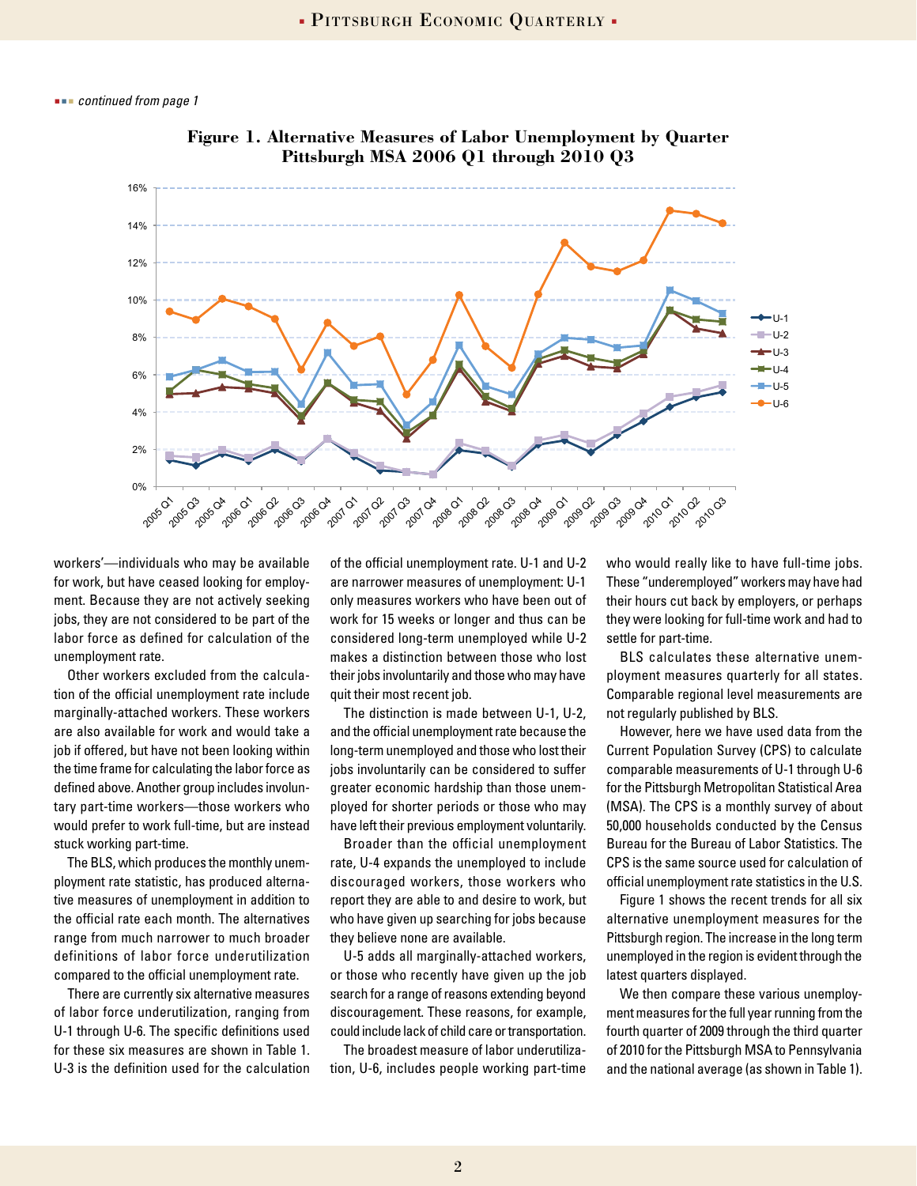*continued from page 1*

**Figure 1. Alternative Measures of Labor Unemployment by Quarter Pittsburgh MSA 2006 Q1 through 2010 Q3**

workers'—individuals who may be available for work, but have ceased looking for employment. Because they are not actively seeking jobs, they are not considered to be part of the labor force as defined for calculation of the unemployment rate.

Other workers excluded from the calculation of the official unemployment rate include marginally-attached workers. These workers are also available for work and would take a job if offered, but have not been looking within the time frame for calculating the labor force as defined above. Another group includes involuntary part-time workers—those workers who would prefer to work full-time, but are instead stuck working part-time.

The BLS, which produces the monthly unemployment rate statistic, has produced alternative measures of unemployment in addition to the official rate each month. The alternatives range from much narrower to much broader definitions of labor force underutilization compared to the official unemployment rate.

There are currently six alternative measures of labor force underutilization, ranging from U-1 through U-6. The specific definitions used for these six measures are shown in Table 1. U-3 is the definition used for the calculation of the official unemployment rate. U-1 and U-2 are narrower measures of unemployment: U-1 only measures workers who have been out of work for 15 weeks or longer and thus can be considered long-term unemployed while U-2 makes a distinction between those who lost their jobs involuntarily and those who may have quit their most recent job.

The distinction is made between U-1, U-2, and the official unemployment rate because the long-term unemployed and those who lost their jobs involuntarily can be considered to suffer greater economic hardship than those unemployed for shorter periods or those who may have left their previous employment voluntarily.

Broader than the official unemployment rate, U-4 expands the unemployed to include discouraged workers, those workers who report they are able to and desire to work, but who have given up searching for jobs because they believe none are available.

U-5 adds all marginally-attached workers, or those who recently have given up the job search for a range of reasons extending beyond discouragement. These reasons, for example, could include lack of child care or transportation.

The broadest measure of labor underutilization, U-6, includes people working part-time who would really like to have full-time jobs. These "underemployed" workers may have had their hours cut back by employers, or perhaps they were looking for full-time work and had to settle for part-time.

BLS calculates these alternative unemployment measures quarterly for all states. Comparable regional level measurements are not regularly published by BLS.

However, here we have used data from the Current Population Survey (CPS) to calculate comparable measurements of U-1 through U-6 for the Pittsburgh Metropolitan Statistical Area (MSA). The CPS is a monthly survey of about 50,000 households conducted by the Census Bureau for the Bureau of Labor Statistics. The CPS is the same source used for calculation of official unemployment rate statistics in the U.S.

Figure 1 shows the recent trends for all six alternative unemployment measures for the Pittsburgh region. The increase in the long term unemployed in the region is evident through the latest quarters displayed.

We then compare these various unemployment measures for the full year running from the fourth quarter of 2009 through the third quarter of 2010 for the Pittsburgh MSA to Pennsylvania and the national average (as shown in Table 1).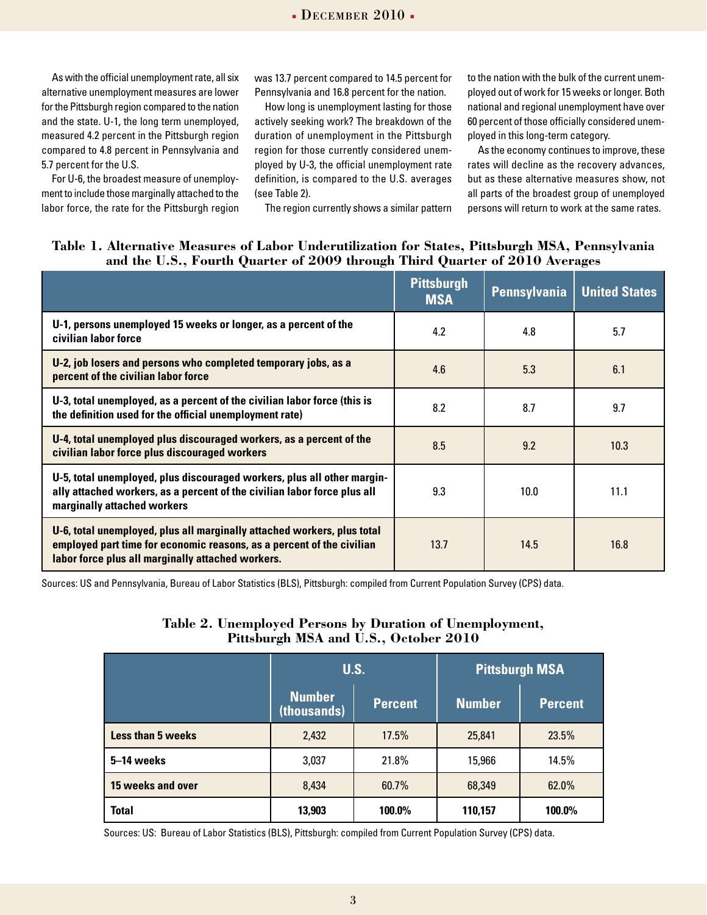As with the official unemployment rate, all six alternative unemployment measures are lower for the Pittsburgh region compared to the nation and the state. U-1, the long term unemployed, measured 4.2 percent in the Pittsburgh region compared to 4.8 percent in Pennsylvania and 5.7 percent for the U.S.

For U-6, the broadest measure of unemployment to include those marginally attached to the labor force, the rate for the Pittsburgh region was 13.7 percent compared to 14.5 percent for Pennsylvania and 16.8 percent for the nation.

How long is unemployment lasting for those actively seeking work? The breakdown of the duration of unemployment in the Pittsburgh region for those currently considered unemployed by U-3, the official unemployment rate definition, is compared to the U.S. averages (see Table 2).

The region currently shows a similar pattern to the nation with the bulk of the current unemployed out of work for 15 weeks or longer. Both national and regional unemployment have over 60 percent of those officially considered unemployed in this long-term category.

As the economy continues to improve, these rates will decline as the recovery advances, but as these alternative measures show, not all parts of the broadest group of unemployed persons will return to work at the same rates.

**Table 1. Alternative Measures of Labor Underutilization for States, Pittsburgh MSA, Pennsylvania and the U.S., Fourth Quarter of 2009 through Third Quarter of 2010 Averages**

| | Pittsburgh MSA | Pennsylvania | United States |
|---|---|---|---|
| **U-1, persons unemployed 15 weeks or longer, as a percent of the civilian labor force** | 4.2 | 4.8 | 5.7 |
| **U-2, job losers and persons who completed temporary jobs, as a percent of the civilian labor force** | 4.6 | 5.3 | 6.1 |
| **U-3, total unemployed, as a percent of the civilian labor force (this is the definition used for the official unemployment rate)** | 8.2 | 8.7 | 9.7 |
| **U-4, total unemployed plus discouraged workers, as a percent of the civilian labor force plus discouraged workers** | 8.5 | 9.2 | 10.3 |
| **U-5, total unemployed, plus discouraged workers, plus all other marginally attached workers, as a percent of the civilian labor force plus all marginally attached workers** | 9.3 | 10.0 | 11.1 |
| **U-6, total unemployed, plus all marginally attached workers, plus total employed part time for economic reasons, as a percent of the civilian labor force plus all marginally attached workers.** | 13.7 | 14.5 | 16.8 |

Sources: US and Pennsylvania, Bureau of Labor Statistics (BLS), Pittsburgh: compiled from Current Population Survey (CPS) data.

**Table 2. Unemployed Persons by Duration of Unemployment, Pittsburgh MSA and U.S., October 2010**

| | U.S. | | Pittsburgh MSA | |
|---|---|---|---|---|
| | Number (thousands) | Percent | Number | Percent |
| **Less than 5 weeks** | 2,432 | 17.5% | 25,841 | 23.5% |
| **5–14 weeks** | 3,037 | 21.8% | 15,966 | 14.5% |
| **15 weeks and over** | 8,434 | 60.7% | 68,349 | 62.0% |
| **Total** | **13,903** | **100.0%** | **110,157** | **100.0%** |

Sources: US: Bureau of Labor Statistics (BLS), Pittsburgh: compiled from Current Population Survey (CPS) data.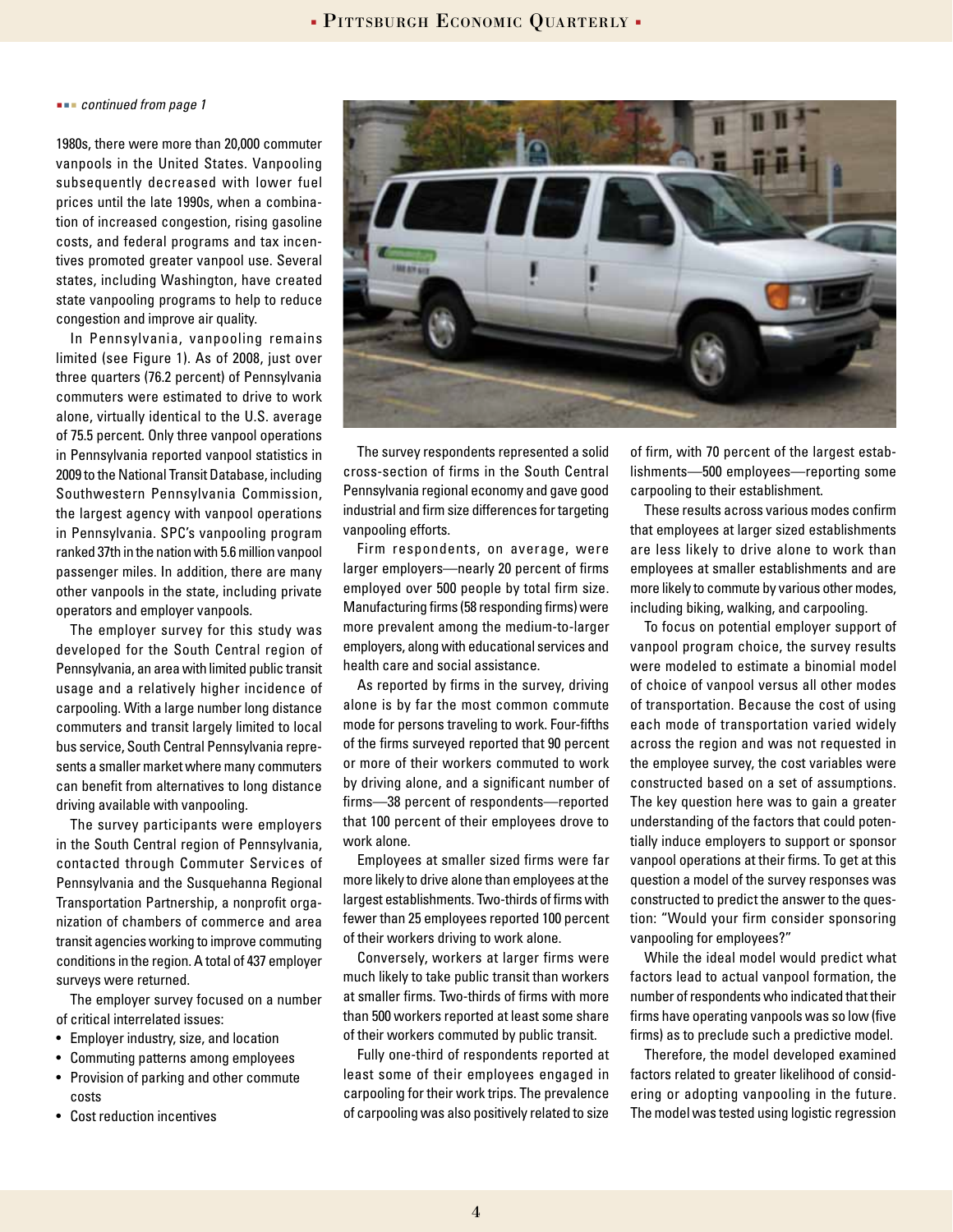*continued from page 1*

1980s, there were more than 20,000 commuter vanpools in the United States. Vanpooling subsequently decreased with lower fuel prices until the late 1990s, when a combination of increased congestion, rising gasoline costs, and federal programs and tax incentives promoted greater vanpool use. Several states, including Washington, have created state vanpooling programs to help to reduce congestion and improve air quality.

In Pennsylvania, vanpooling remains limited (see Figure 1). As of 2008, just over three quarters (76.2 percent) of Pennsylvania commuters were estimated to drive to work alone, virtually identical to the U.S. average of 75.5 percent. Only three vanpool operations in Pennsylvania reported vanpool statistics in 2009 to the National Transit Database, including Southwestern Pennsylvania Commission, the largest agency with vanpool operations in Pennsylvania. SPC's vanpooling program ranked 37th in the nation with 5.6 million vanpool passenger miles. In addition, there are many other vanpools in the state, including private operators and employer vanpools.

The employer survey for this study was developed for the South Central region of Pennsylvania, an area with limited public transit usage and a relatively higher incidence of carpooling. With a large number long distance commuters and transit largely limited to local bus service, South Central Pennsylvania represents a smaller market where many commuters can benefit from alternatives to long distance driving available with vanpooling.

The survey participants were employers in the South Central region of Pennsylvania, contacted through Commuter Services of Pennsylvania and the Susquehanna Regional Transportation Partnership, a nonprofit organization of chambers of commerce and area transit agencies working to improve commuting conditions in the region. A total of 437 employer surveys were returned.

The employer survey focused on a number of critical interrelated issues:

- Employer industry, size, and location
- Commuting patterns among employees
- Provision of parking and other commute costs
- Cost reduction incentives

The survey respondents represented a solid cross-section of firms in the South Central Pennsylvania regional economy and gave good industrial and firm size differences for targeting vanpooling efforts.

Firm respondents, on average, were larger employers—nearly 20 percent of firms employed over 500 people by total firm size. Manufacturing firms (58 responding firms) were more prevalent among the medium-to-larger employers, along with educational services and health care and social assistance.

As reported by firms in the survey, driving alone is by far the most common commute mode for persons traveling to work. Four-fifths of the firms surveyed reported that 90 percent or more of their workers commuted to work by driving alone, and a significant number of firms—38 percent of respondents—reported that 100 percent of their employees drove to work alone.

Employees at smaller sized firms were far more likely to drive alone than employees at the largest establishments. Two-thirds of firms with fewer than 25 employees reported 100 percent of their workers driving to work alone.

Conversely, workers at larger firms were much likely to take public transit than workers at smaller firms. Two-thirds of firms with more than 500 workers reported at least some share of their workers commuted by public transit.

Fully one-third of respondents reported at least some of their employees engaged in carpooling for their work trips. The prevalence of carpooling was also positively related to size of firm, with 70 percent of the largest establishments—500 employees—reporting some carpooling to their establishment.

These results across various modes confirm that employees at larger sized establishments are less likely to drive alone to work than employees at smaller establishments and are more likely to commute by various other modes, including biking, walking, and carpooling.

To focus on potential employer support of vanpool program choice, the survey results were modeled to estimate a binomial model of choice of vanpool versus all other modes of transportation. Because the cost of using each mode of transportation varied widely across the region and was not requested in the employee survey, the cost variables were constructed based on a set of assumptions. The key question here was to gain a greater understanding of the factors that could potentially induce employers to support or sponsor vanpool operations at their firms. To get at this question a model of the survey responses was constructed to predict the answer to the question: "Would your firm consider sponsoring vanpooling for employees?"

While the ideal model would predict what factors lead to actual vanpool formation, the number of respondents who indicated that their firms have operating vanpools was so low (five firms) as to preclude such a predictive model.

Therefore, the model developed examined factors related to greater likelihood of considering or adopting vanpooling in the future. The model was tested using logistic regression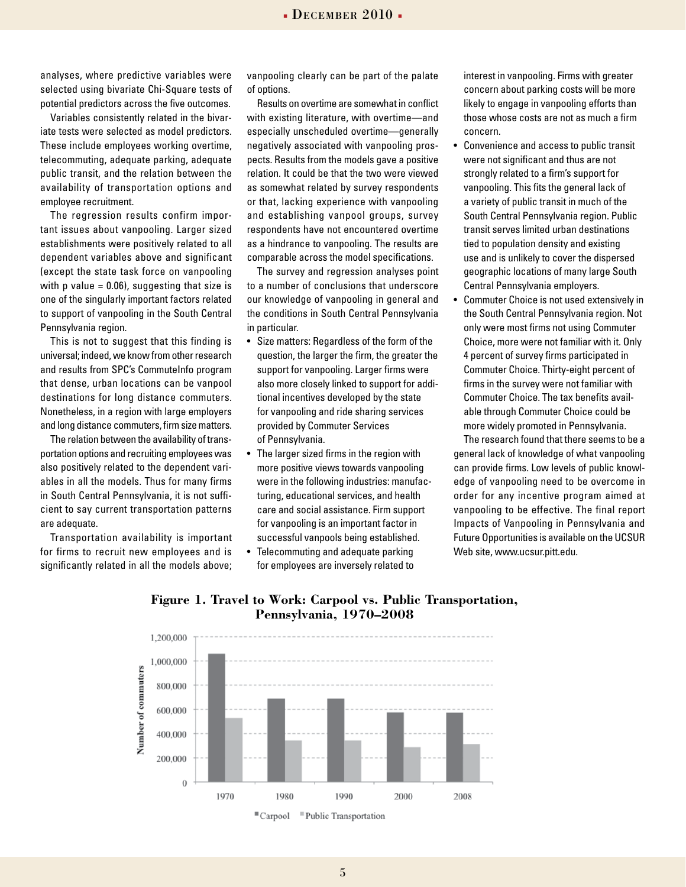analyses, where predictive variables were selected using bivariate Chi-Square tests of potential predictors across the five outcomes.

Variables consistently related in the bivariate tests were selected as model predictors. These include employees working overtime, telecommuting, adequate parking, adequate public transit, and the relation between the availability of transportation options and employee recruitment.

The regression results confirm important issues about vanpooling. Larger sized establishments were positively related to all dependent variables above and significant (except the state task force on vanpooling with p value = 0.06), suggesting that size is one of the singularly important factors related to support of vanpooling in the South Central Pennsylvania region.

This is not to suggest that this finding is universal; indeed, we know from other research and results from SPC's CommuteInfo program that dense, urban locations can be vanpool destinations for long distance commuters. Nonetheless, in a region with large employers and long distance commuters, firm size matters.

The relation between the availability of transportation options and recruiting employees was also positively related to the dependent variables in all the models. Thus for many firms in South Central Pennsylvania, it is not sufficient to say current transportation patterns are adequate.

Transportation availability is important for firms to recruit new employees and is significantly related in all the models above; vanpooling clearly can be part of the palate of options.

Results on overtime are somewhat in conflict with existing literature, with overtime—and especially unscheduled overtime—generally negatively associated with vanpooling prospects. Results from the models gave a positive relation. It could be that the two were viewed as somewhat related by survey respondents or that, lacking experience with vanpooling and establishing vanpool groups, survey respondents have not encountered overtime as a hindrance to vanpooling. The results are comparable across the model specifications.

The survey and regression analyses point to a number of conclusions that underscore our knowledge of vanpooling in general and the conditions in South Central Pennsylvania in particular.

- Size matters: Regardless of the form of the question, the larger the firm, the greater the support for vanpooling. Larger firms were also more closely linked to support for additional incentives developed by the state for vanpooling and ride sharing services provided by Commuter Services of Pennsylvania.
- The larger sized firms in the region with more positive views towards vanpooling were in the following industries: manufacturing, educational services, and health care and social assistance. Firm support for vanpooling is an important factor in successful vanpools being established.
- Telecommuting and adequate parking for employees are inversely related to interest in vanpooling. Firms with greater concern about parking costs will be more likely to engage in vanpooling efforts than those whose costs are not as much a firm concern.
- Convenience and access to public transit were not significant and thus are not strongly related to a firm's support for vanpooling. This fits the general lack of a variety of public transit in much of the South Central Pennsylvania region. Public transit serves limited urban destinations tied to population density and existing use and is unlikely to cover the dispersed geographic locations of many large South Central Pennsylvania employers.
- Commuter Choice is not used extensively in the South Central Pennsylvania region. Not only were most firms not using Commuter Choice, more were not familiar with it. Only 4 percent of survey firms participated in Commuter Choice. Thirty-eight percent of firms in the survey were not familiar with Commuter Choice. The tax benefits available through Commuter Choice could be more widely promoted in Pennsylvania.

The research found that there seems to be a general lack of knowledge of what vanpooling can provide firms. Low levels of public knowledge of vanpooling need to be overcome in order for any incentive program aimed at vanpooling to be effective. The final report Impacts of Vanpooling in Pennsylvania and Future Opportunities is available on the UCSUR Web site, www.ucsur.pitt.edu.

**Figure 1. Travel to Work: Carpool vs. Public Transportation, Pennsylvania, 1970–2008**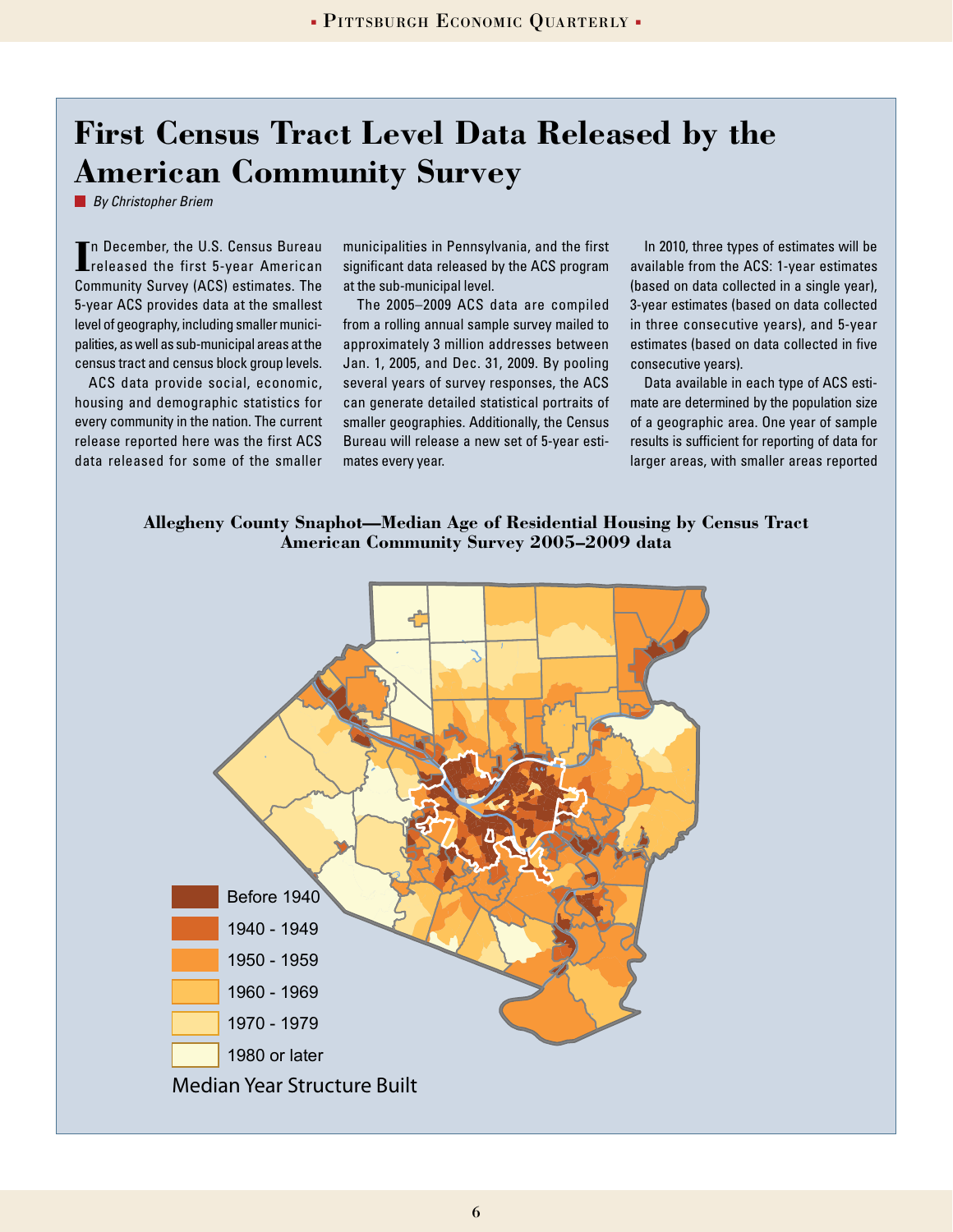# First Census Tract Level Data Released by the American Community Survey

*By Christopher Briem*

In December, the U.S. Census Bureau released the first 5-year American Community Survey (ACS) estimates. The 5-year ACS provides data at the smallest level of geography, including smaller municipalities, as well as sub-municipal areas at the census tract and census block group levels.

ACS data provide social, economic, housing and demographic statistics for every community in the nation. The current release reported here was the first ACS data released for some of the smaller municipalities in Pennsylvania, and the first significant data released by the ACS program at the sub-municipal level.

The 2005–2009 ACS data are compiled from a rolling annual sample survey mailed to approximately 3 million addresses between Jan. 1, 2005, and Dec. 31, 2009. By pooling several years of survey responses, the ACS can generate detailed statistical portraits of smaller geographies. Additionally, the Census Bureau will release a new set of 5-year estimates every year.

In 2010, three types of estimates will be available from the ACS: 1-year estimates (based on data collected in a single year), 3-year estimates (based on data collected in three consecutive years), and 5-year estimates (based on data collected in five consecutive years).

Data available in each type of ACS estimate are determined by the population size of a geographic area. One year of sample results is sufficient for reporting of data for larger areas, with smaller areas reported

**Allegheny County Snaphot—Median Age of Residential Housing by Census Tract**
**American Community Survey 2005–2009 data**

Median Year Structure Built:
- Before 1940
- 1940 - 1949
- 1950 - 1959
- 1960 - 1969
- 1970 - 1979
- 1980 or later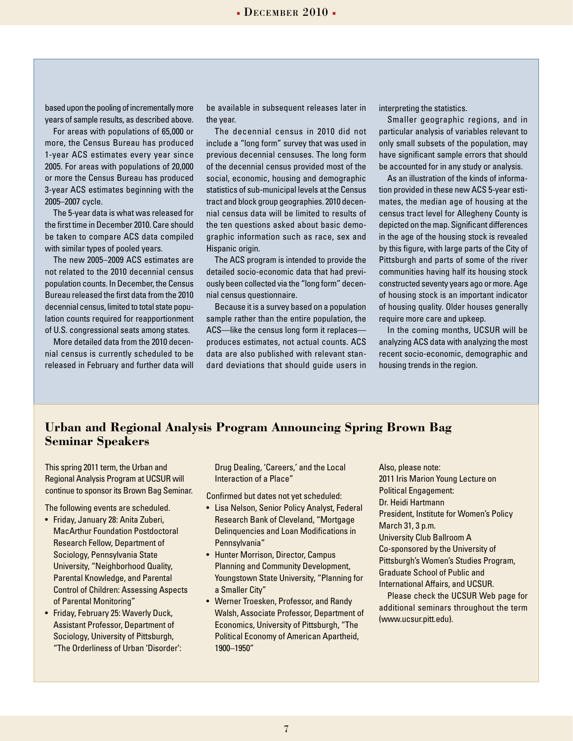based upon the pooling of incrementally more years of sample results, as described above.

For areas with populations of 65,000 or more, the Census Bureau has produced 1-year ACS estimates every year since 2005. For areas with populations of 20,000 or more the Census Bureau has produced 3-year ACS estimates beginning with the 2005–2007 cycle.

The 5-year data is what was released for the first time in December 2010. Care should be taken to compare ACS data compiled with similar types of pooled years.

The new 2005–2009 ACS estimates are not related to the 2010 decennial census population counts. In December, the Census Bureau released the first data from the 2010 decennial census, limited to total state population counts required for reapportionment of U.S. congressional seats among states.

More detailed data from the 2010 decennial census is currently scheduled to be released in February and further data will be available in subsequent releases later in the year.

The decennial census in 2010 did not include a "long form" survey that was used in previous decennial censuses. The long form of the decennial census provided most of the social, economic, housing and demographic statistics of sub-municipal levels at the Census tract and block group geographies. 2010 decennial census data will be limited to results of the ten questions asked about basic demographic information such as race, sex and Hispanic origin.

The ACS program is intended to provide the detailed socio-economic data that had previously been collected via the "long form" decennial census questionnaire.

Because it is a survey based on a population sample rather than the entire population, the ACS—like the census long form it replaces—produces estimates, not actual counts. ACS data are also published with relevant standard deviations that should guide users in interpreting the statistics.

Smaller geographic regions, and in particular analysis of variables relevant to only small subsets of the population, may have significant sample errors that should be accounted for in any study or analysis.

As an illustration of the kinds of information provided in these new ACS 5-year estimates, the median age of housing at the census tract level for Allegheny County is depicted on the map. Significant differences in the age of the housing stock is revealed by this figure, with large parts of the City of Pittsburgh and parts of some of the river communities having half its housing stock constructed seventy years ago or more. Age of housing stock is an important indicator of housing quality. Older houses generally require more care and upkeep.

In the coming months, UCSUR will be analyzing ACS data with analyzing the most recent socio-economic, demographic and housing trends in the region.

## Urban and Regional Analysis Program Announcing Spring Brown Bag Seminar Speakers

This spring 2011 term, the Urban and Regional Analysis Program at UCSUR will continue to sponsor its Brown Bag Seminar.

The following events are scheduled.

- Friday, January 28: Anita Zuberi, MacArthur Foundation Postdoctoral Research Fellow, Department of Sociology, Pennsylvania State University, "Neighborhood Quality, Parental Knowledge, and Parental Control of Children: Assessing Aspects of Parental Monitoring"
- Friday, February 25: Waverly Duck, Assistant Professor, Department of Sociology, University of Pittsburgh, "The Orderliness of Urban 'Disorder': Drug Dealing, 'Careers,' and the Local Interaction of a Place"

Confirmed but dates not yet scheduled:

- Lisa Nelson, Senior Policy Analyst, Federal Research Bank of Cleveland, "Mortgage Delinquencies and Loan Modifications in Pennsylvania"
- Hunter Morrison, Director, Campus Planning and Community Development, Youngstown State University, "Planning for a Smaller City"
- Werner Troesken, Professor, and Randy Walsh, Associate Professor, Department of Economics, University of Pittsburgh, "The Political Economy of American Apartheid, 1900–1950"

Also, please note:
2011 Iris Marion Young Lecture on Political Engagement:
Dr. Heidi Hartmann
President, Institute for Women's Policy
March 31, 3 p.m.
University Club Ballroom A
Co-sponsored by the University of Pittsburgh's Women's Studies Program, Graduate School of Public and International Affairs, and UCSUR.

Please check the UCSUR Web page for additional seminars throughout the term (www.ucsur.pitt.edu).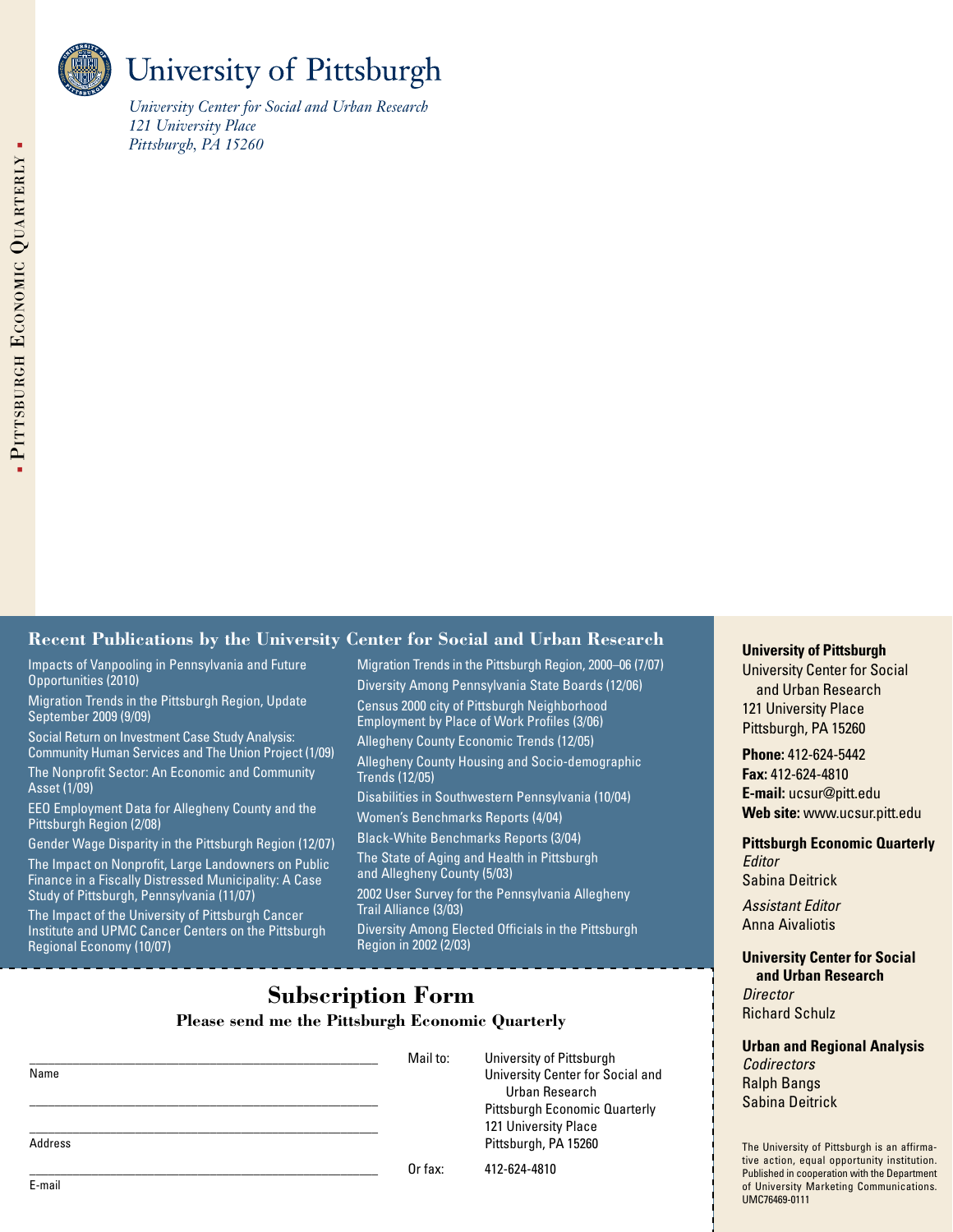# University of Pittsburgh

*University Center for Social and Urban Research*
*121 University Place*
*Pittsburgh, PA 15260*

## Recent Publications by the University Center for Social and Urban Research

Impacts of Vanpooling in Pennsylvania and Future Opportunities (2010)

Migration Trends in the Pittsburgh Region, Update September 2009 (9/09)

Social Return on Investment Case Study Analysis: Community Human Services and The Union Project (1/09)

The Nonprofit Sector: An Economic and Community Asset (1/09)

EEO Employment Data for Allegheny County and the Pittsburgh Region (2/08)

Gender Wage Disparity in the Pittsburgh Region (12/07)

The Impact on Nonprofit, Large Landowners on Public Finance in a Fiscally Distressed Municipality: A Case Study of Pittsburgh, Pennsylvania (11/07)

The Impact of the University of Pittsburgh Cancer Institute and UPMC Cancer Centers on the Pittsburgh Regional Economy (10/07)

Migration Trends in the Pittsburgh Region, 2000–06 (7/07)

Diversity Among Pennsylvania State Boards (12/06)

Census 2000 city of Pittsburgh Neighborhood Employment by Place of Work Profiles (3/06)

Allegheny County Economic Trends (12/05)

Allegheny County Housing and Socio-demographic Trends (12/05)

Disabilities in Southwestern Pennsylvania (10/04)

Women's Benchmarks Reports (4/04)

Black-White Benchmarks Reports (3/04)

The State of Aging and Health in Pittsburgh and Allegheny County (5/03)

2002 User Survey for the Pennsylvania Allegheny Trail Alliance (3/03)

Diversity Among Elected Officials in the Pittsburgh Region in 2002 (2/03)

## Subscription Form

**Please send me the Pittsburgh Economic Quarterly**

\_\_\_\_\_\_\_\_\_\_\_\_\_\_\_\_\_\_\_\_\_\_\_\_\_\_\_\_\_\_
Name

\_\_\_\_\_\_\_\_\_\_\_\_\_\_\_\_\_\_\_\_\_\_\_\_\_\_\_\_\_\_

\_\_\_\_\_\_\_\_\_\_\_\_\_\_\_\_\_\_\_\_\_\_\_\_\_\_\_\_\_\_
Address

\_\_\_\_\_\_\_\_\_\_\_\_\_\_\_\_\_\_\_\_\_\_\_\_\_\_\_\_\_\_
E-mail

Mail to: University of Pittsburgh
University Center for Social and Urban Research
Pittsburgh Economic Quarterly
121 University Place
Pittsburgh, PA 15260

Or fax: 412-624-4810

**University of Pittsburgh**
University Center for Social and Urban Research
121 University Place
Pittsburgh, PA 15260

**Phone:** 412-624-5442
**Fax:** 412-624-4810
**E-mail:** ucsur@pitt.edu
**Web site:** www.ucsur.pitt.edu

**Pittsburgh Economic Quarterly**
*Editor*
Sabina Deitrick

*Assistant Editor*
Anna Aivaliotis

**University Center for Social and Urban Research**
*Director*
Richard Schulz

**Urban and Regional Analysis**
*Codirectors*
Ralph Bangs
Sabina Deitrick

The University of Pittsburgh is an affirmative action, equal opportunity institution. Published in cooperation with the Department of University Marketing Communications. UMC76469-0111